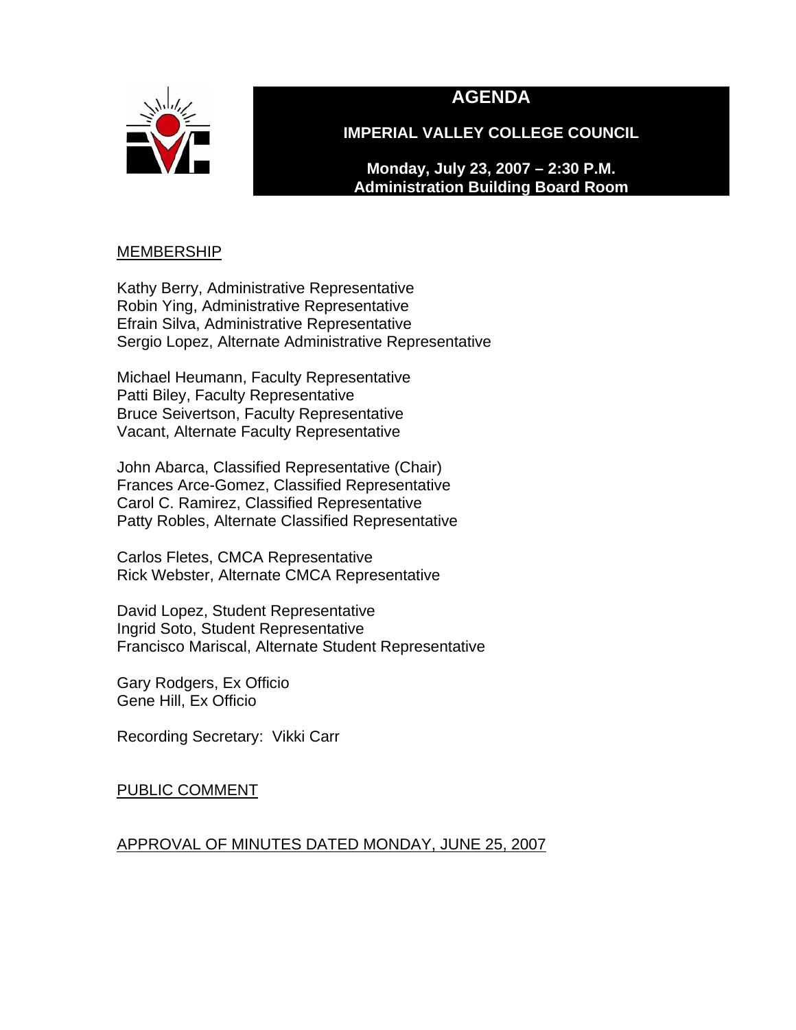# AGENDA

## IMPERIAL VALLEY COLLEGE COUNCIL

**Monday, July 23, 2007 – 2:30 P.M.**
**Administration Building Board Room**

MEMBERSHIP

Kathy Berry, Administrative Representative
Robin Ying, Administrative Representative
Efrain Silva, Administrative Representative
Sergio Lopez, Alternate Administrative Representative

Michael Heumann, Faculty Representative
Patti Biley, Faculty Representative
Bruce Seivertson, Faculty Representative
Vacant, Alternate Faculty Representative

John Abarca, Classified Representative (Chair)
Frances Arce-Gomez, Classified Representative
Carol C. Ramirez, Classified Representative
Patty Robles, Alternate Classified Representative

Carlos Fletes, CMCA Representative
Rick Webster, Alternate CMCA Representative

David Lopez, Student Representative
Ingrid Soto, Student Representative
Francisco Mariscal, Alternate Student Representative

Gary Rodgers, Ex Officio
Gene Hill, Ex Officio

Recording Secretary: Vikki Carr

PUBLIC COMMENT

APPROVAL OF MINUTES DATED MONDAY, JUNE 25, 2007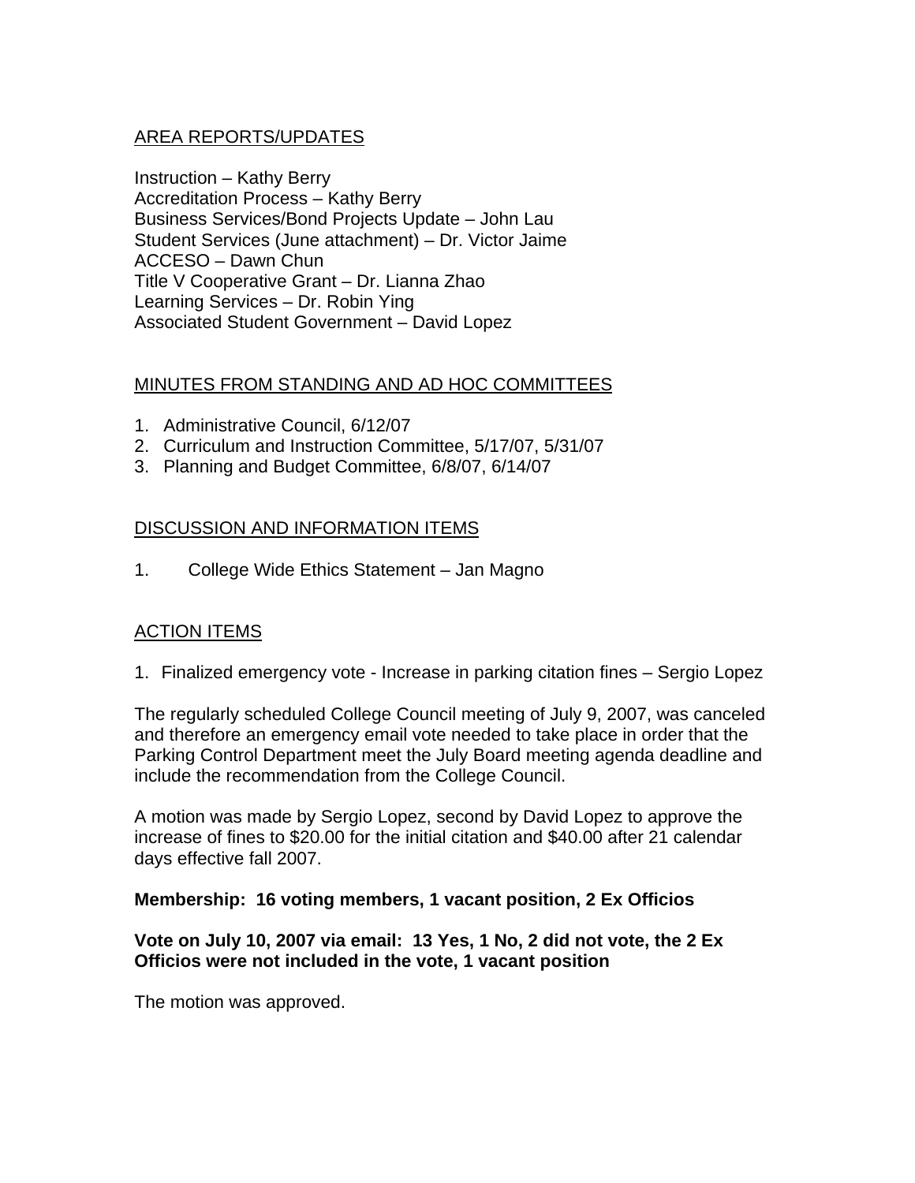## AREA REPORTS/UPDATES

Instruction – Kathy Berry
Accreditation Process – Kathy Berry
Business Services/Bond Projects Update – John Lau
Student Services (June attachment) – Dr. Victor Jaime
ACCESO – Dawn Chun
Title V Cooperative Grant – Dr. Lianna Zhao
Learning Services – Dr. Robin Ying
Associated Student Government – David Lopez

## MINUTES FROM STANDING AND AD HOC COMMITTEES

1. Administrative Council, 6/12/07
2. Curriculum and Instruction Committee, 5/17/07, 5/31/07
3. Planning and Budget Committee, 6/8/07, 6/14/07

## DISCUSSION AND INFORMATION ITEMS

1. College Wide Ethics Statement – Jan Magno

## ACTION ITEMS

1. Finalized emergency vote - Increase in parking citation fines – Sergio Lopez

The regularly scheduled College Council meeting of July 9, 2007, was canceled and therefore an emergency email vote needed to take place in order that the Parking Control Department meet the July Board meeting agenda deadline and include the recommendation from the College Council.

A motion was made by Sergio Lopez, second by David Lopez to approve the increase of fines to $20.00 for the initial citation and $40.00 after 21 calendar days effective fall 2007.

**Membership: 16 voting members, 1 vacant position, 2 Ex Officios**

**Vote on July 10, 2007 via email: 13 Yes, 1 No, 2 did not vote, the 2 Ex Officios were not included in the vote, 1 vacant position**

The motion was approved.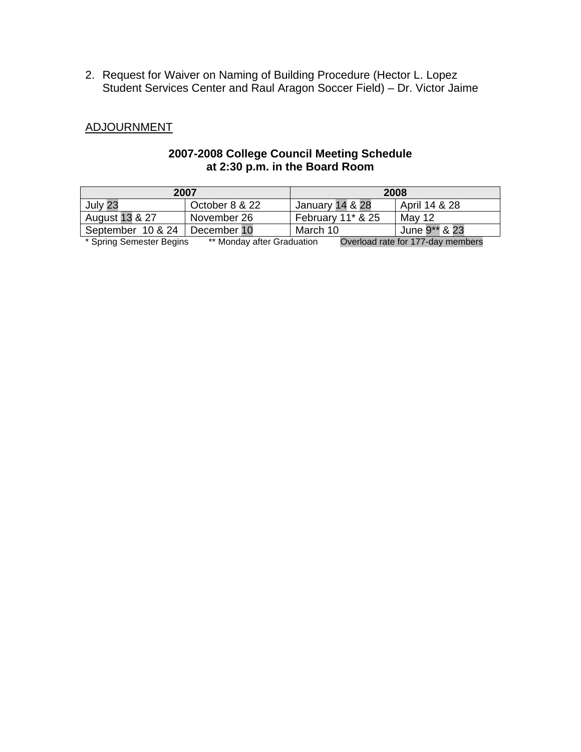2. Request for Waiver on Naming of Building Procedure (Hector L. Lopez Student Services Center and Raul Aragon Soccer Field) – Dr. Victor Jaime

ADJOURNMENT

**2007-2008 College Council Meeting Schedule at 2:30 p.m. in the Board Room**

| 2007 | | 2008 | |
|---|---|---|---|
| July 23 | October 8 & 22 | January 14 & 28 | April 14 & 28 |
| August 13 & 27 | November 26 | February 11* & 25 | May 12 |
| September 10 & 24 | December 10 | March 10 | June 9** & 23 |

\* Spring Semester Begins &nbsp;&nbsp;&nbsp; ** Monday after Graduation &nbsp;&nbsp;&nbsp; Overload rate for 177-day members